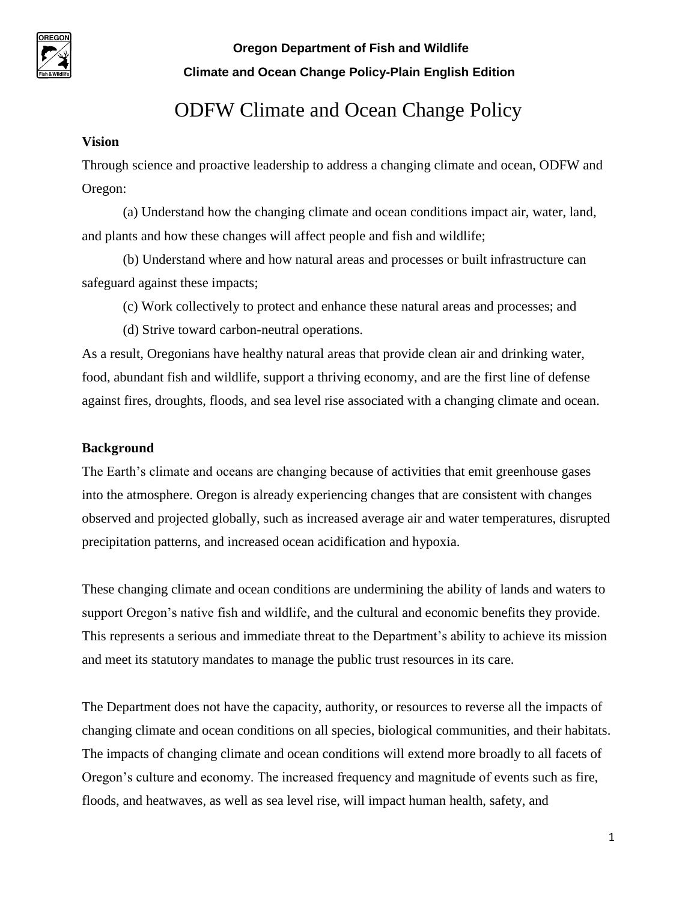# ODFW Climate and Ocean Change Policy

**Vision**

Through science and proactive leadership to address a changing climate and ocean, ODFW and Oregon:

(a) Understand how the changing climate and ocean conditions impact air, water, land, and plants and how these changes will affect people and fish and wildlife;

(b) Understand where and how natural areas and processes or built infrastructure can safeguard against these impacts;

(c) Work collectively to protect and enhance these natural areas and processes; and

(d) Strive toward carbon-neutral operations.

As a result, Oregonians have healthy natural areas that provide clean air and drinking water, food, abundant fish and wildlife, support a thriving economy, and are the first line of defense against fires, droughts, floods, and sea level rise associated with a changing climate and ocean.

**Background**

The Earth's climate and oceans are changing because of activities that emit greenhouse gases into the atmosphere. Oregon is already experiencing changes that are consistent with changes observed and projected globally, such as increased average air and water temperatures, disrupted precipitation patterns, and increased ocean acidification and hypoxia.

These changing climate and ocean conditions are undermining the ability of lands and waters to support Oregon's native fish and wildlife, and the cultural and economic benefits they provide. This represents a serious and immediate threat to the Department's ability to achieve its mission and meet its statutory mandates to manage the public trust resources in its care.

The Department does not have the capacity, authority, or resources to reverse all the impacts of changing climate and ocean conditions on all species, biological communities, and their habitats. The impacts of changing climate and ocean conditions will extend more broadly to all facets of Oregon's culture and economy. The increased frequency and magnitude of events such as fire, floods, and heatwaves, as well as sea level rise, will impact human health, safety, and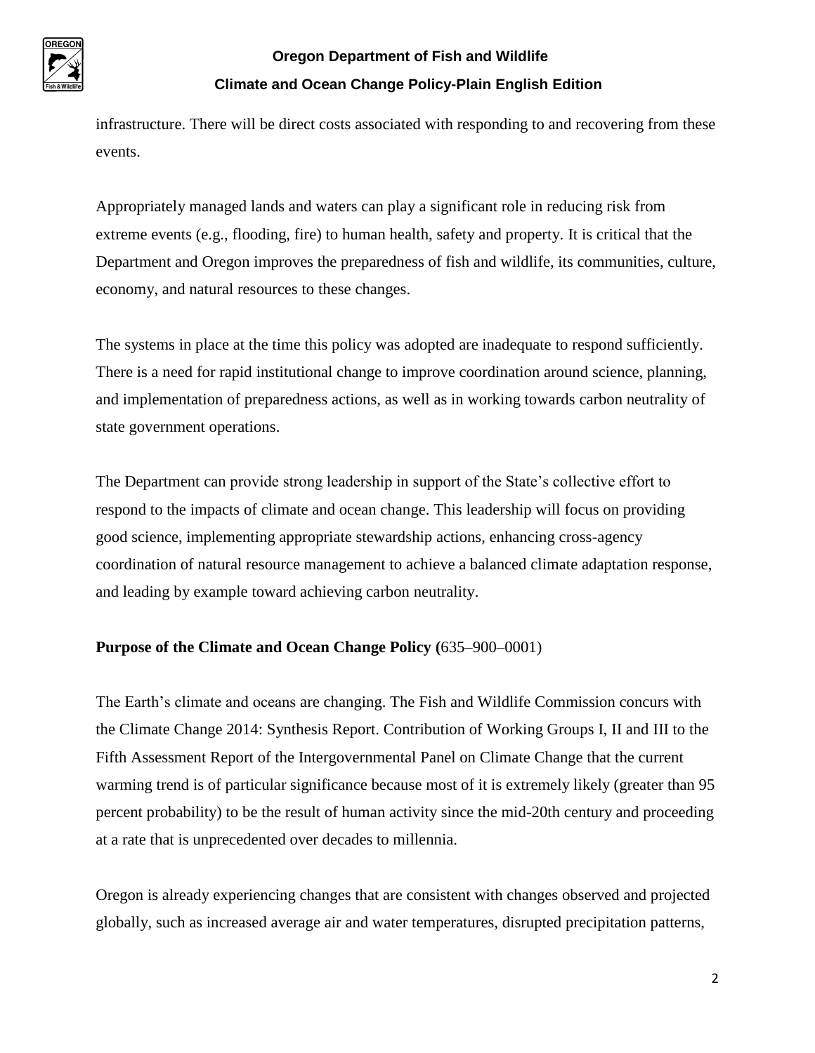infrastructure. There will be direct costs associated with responding to and recovering from these events.

Appropriately managed lands and waters can play a significant role in reducing risk from extreme events (e.g., flooding, fire) to human health, safety and property. It is critical that the Department and Oregon improves the preparedness of fish and wildlife, its communities, culture, economy, and natural resources to these changes.

The systems in place at the time this policy was adopted are inadequate to respond sufficiently. There is a need for rapid institutional change to improve coordination around science, planning, and implementation of preparedness actions, as well as in working towards carbon neutrality of state government operations.

The Department can provide strong leadership in support of the State's collective effort to respond to the impacts of climate and ocean change. This leadership will focus on providing good science, implementing appropriate stewardship actions, enhancing cross-agency coordination of natural resource management to achieve a balanced climate adaptation response, and leading by example toward achieving carbon neutrality.

**Purpose of the Climate and Ocean Change Policy (**635–900–0001)

The Earth's climate and oceans are changing. The Fish and Wildlife Commission concurs with the Climate Change 2014: Synthesis Report. Contribution of Working Groups I, II and III to the Fifth Assessment Report of the Intergovernmental Panel on Climate Change that the current warming trend is of particular significance because most of it is extremely likely (greater than 95 percent probability) to be the result of human activity since the mid-20th century and proceeding at a rate that is unprecedented over decades to millennia.

Oregon is already experiencing changes that are consistent with changes observed and projected globally, such as increased average air and water temperatures, disrupted precipitation patterns,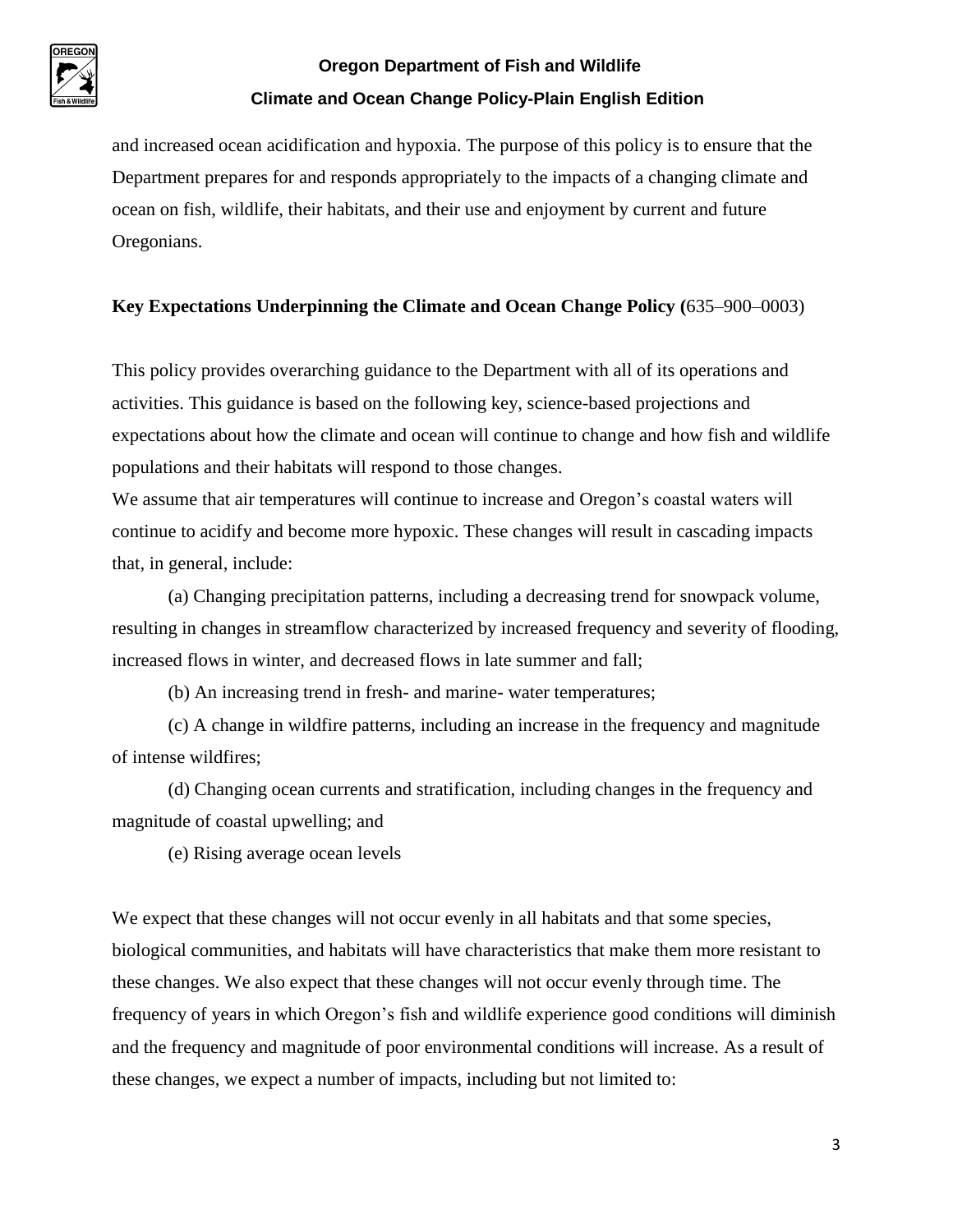and increased ocean acidification and hypoxia. The purpose of this policy is to ensure that the Department prepares for and responds appropriately to the impacts of a changing climate and ocean on fish, wildlife, their habitats, and their use and enjoyment by current and future Oregonians.

**Key Expectations Underpinning the Climate and Ocean Change Policy (**635–900–0003)

This policy provides overarching guidance to the Department with all of its operations and activities. This guidance is based on the following key, science-based projections and expectations about how the climate and ocean will continue to change and how fish and wildlife populations and their habitats will respond to those changes.

We assume that air temperatures will continue to increase and Oregon's coastal waters will continue to acidify and become more hypoxic. These changes will result in cascading impacts that, in general, include:

(a) Changing precipitation patterns, including a decreasing trend for snowpack volume, resulting in changes in streamflow characterized by increased frequency and severity of flooding, increased flows in winter, and decreased flows in late summer and fall;

(b) An increasing trend in fresh- and marine- water temperatures;

(c) A change in wildfire patterns, including an increase in the frequency and magnitude of intense wildfires;

(d) Changing ocean currents and stratification, including changes in the frequency and magnitude of coastal upwelling; and

(e) Rising average ocean levels

We expect that these changes will not occur evenly in all habitats and that some species, biological communities, and habitats will have characteristics that make them more resistant to these changes. We also expect that these changes will not occur evenly through time. The frequency of years in which Oregon's fish and wildlife experience good conditions will diminish and the frequency and magnitude of poor environmental conditions will increase. As a result of these changes, we expect a number of impacts, including but not limited to: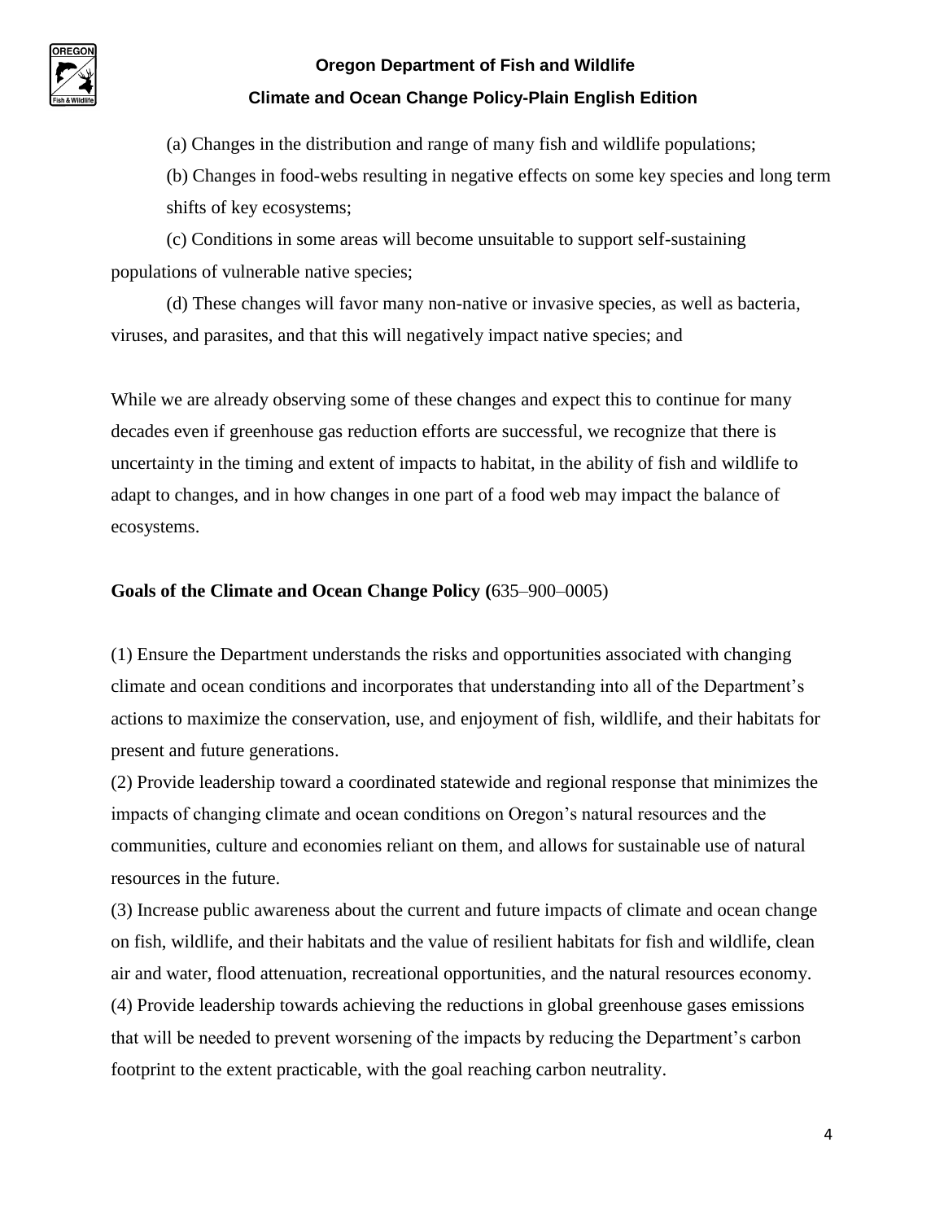(a) Changes in the distribution and range of many fish and wildlife populations;

(b) Changes in food-webs resulting in negative effects on some key species and long term shifts of key ecosystems;

(c) Conditions in some areas will become unsuitable to support self-sustaining populations of vulnerable native species;

(d) These changes will favor many non-native or invasive species, as well as bacteria, viruses, and parasites, and that this will negatively impact native species; and

While we are already observing some of these changes and expect this to continue for many decades even if greenhouse gas reduction efforts are successful, we recognize that there is uncertainty in the timing and extent of impacts to habitat, in the ability of fish and wildlife to adapt to changes, and in how changes in one part of a food web may impact the balance of ecosystems.

**Goals of the Climate and Ocean Change Policy (**635–900–0005)

(1) Ensure the Department understands the risks and opportunities associated with changing climate and ocean conditions and incorporates that understanding into all of the Department's actions to maximize the conservation, use, and enjoyment of fish, wildlife, and their habitats for present and future generations.

(2) Provide leadership toward a coordinated statewide and regional response that minimizes the impacts of changing climate and ocean conditions on Oregon's natural resources and the communities, culture and economies reliant on them, and allows for sustainable use of natural resources in the future.

(3) Increase public awareness about the current and future impacts of climate and ocean change on fish, wildlife, and their habitats and the value of resilient habitats for fish and wildlife, clean air and water, flood attenuation, recreational opportunities, and the natural resources economy.

(4) Provide leadership towards achieving the reductions in global greenhouse gases emissions that will be needed to prevent worsening of the impacts by reducing the Department's carbon footprint to the extent practicable, with the goal reaching carbon neutrality.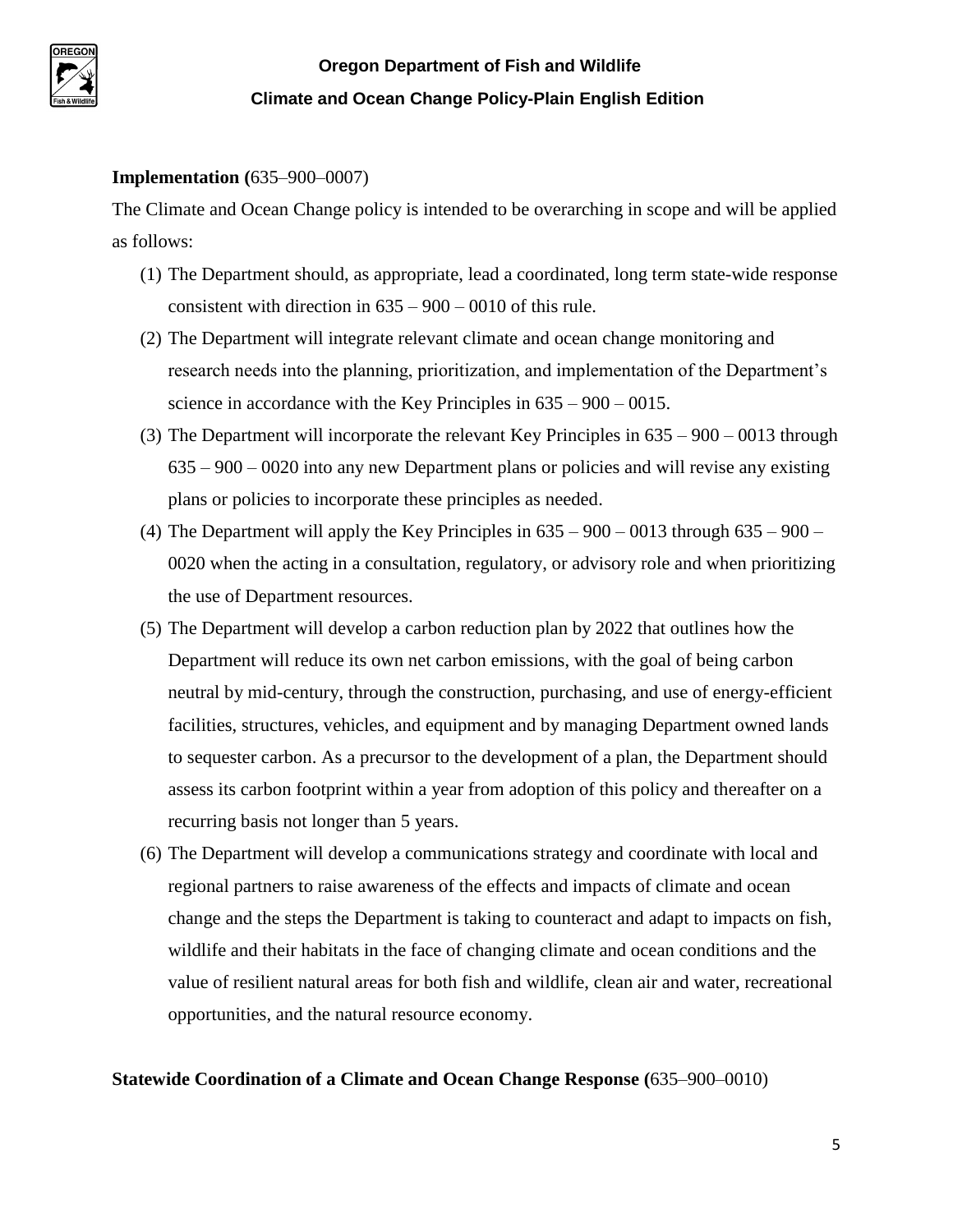**Implementation (**635–900–0007)

The Climate and Ocean Change policy is intended to be overarching in scope and will be applied as follows:

(1) The Department should, as appropriate, lead a coordinated, long term state-wide response consistent with direction in 635 – 900 – 0010 of this rule.

(2) The Department will integrate relevant climate and ocean change monitoring and research needs into the planning, prioritization, and implementation of the Department's science in accordance with the Key Principles in 635 – 900 – 0015.

(3) The Department will incorporate the relevant Key Principles in 635 – 900 – 0013 through 635 – 900 – 0020 into any new Department plans or policies and will revise any existing plans or policies to incorporate these principles as needed.

(4) The Department will apply the Key Principles in 635 – 900 – 0013 through 635 – 900 – 0020 when the acting in a consultation, regulatory, or advisory role and when prioritizing the use of Department resources.

(5) The Department will develop a carbon reduction plan by 2022 that outlines how the Department will reduce its own net carbon emissions, with the goal of being carbon neutral by mid-century, through the construction, purchasing, and use of energy-efficient facilities, structures, vehicles, and equipment and by managing Department owned lands to sequester carbon. As a precursor to the development of a plan, the Department should assess its carbon footprint within a year from adoption of this policy and thereafter on a recurring basis not longer than 5 years.

(6) The Department will develop a communications strategy and coordinate with local and regional partners to raise awareness of the effects and impacts of climate and ocean change and the steps the Department is taking to counteract and adapt to impacts on fish, wildlife and their habitats in the face of changing climate and ocean conditions and the value of resilient natural areas for both fish and wildlife, clean air and water, recreational opportunities, and the natural resource economy.

**Statewide Coordination of a Climate and Ocean Change Response (**635–900–0010)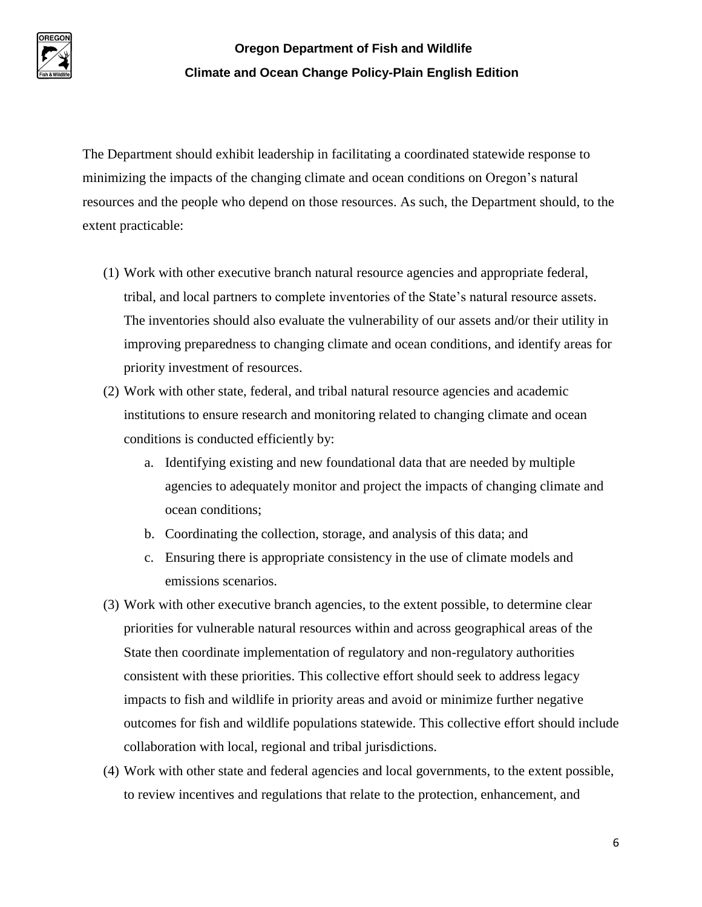The Department should exhibit leadership in facilitating a coordinated statewide response to minimizing the impacts of the changing climate and ocean conditions on Oregon's natural resources and the people who depend on those resources. As such, the Department should, to the extent practicable:

(1) Work with other executive branch natural resource agencies and appropriate federal, tribal, and local partners to complete inventories of the State's natural resource assets. The inventories should also evaluate the vulnerability of our assets and/or their utility in improving preparedness to changing climate and ocean conditions, and identify areas for priority investment of resources.

(2) Work with other state, federal, and tribal natural resource agencies and academic institutions to ensure research and monitoring related to changing climate and ocean conditions is conducted efficiently by:

    a. Identifying existing and new foundational data that are needed by multiple agencies to adequately monitor and project the impacts of changing climate and ocean conditions;
    b. Coordinating the collection, storage, and analysis of this data; and
    c. Ensuring there is appropriate consistency in the use of climate models and emissions scenarios.

(3) Work with other executive branch agencies, to the extent possible, to determine clear priorities for vulnerable natural resources within and across geographical areas of the State then coordinate implementation of regulatory and non-regulatory authorities consistent with these priorities. This collective effort should seek to address legacy impacts to fish and wildlife in priority areas and avoid or minimize further negative outcomes for fish and wildlife populations statewide. This collective effort should include collaboration with local, regional and tribal jurisdictions.

(4) Work with other state and federal agencies and local governments, to the extent possible, to review incentives and regulations that relate to the protection, enhancement, and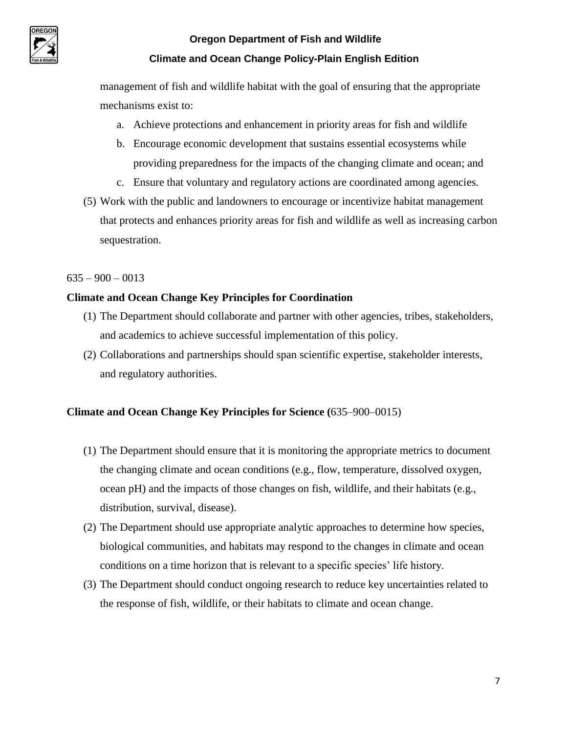management of fish and wildlife habitat with the goal of ensuring that the appropriate mechanisms exist to:

a. Achieve protections and enhancement in priority areas for fish and wildlife
b. Encourage economic development that sustains essential ecosystems while providing preparedness for the impacts of the changing climate and ocean; and
c. Ensure that voluntary and regulatory actions are coordinated among agencies.

(5) Work with the public and landowners to encourage or incentivize habitat management that protects and enhances priority areas for fish and wildlife as well as increasing carbon sequestration.

635 – 900 – 0013

**Climate and Ocean Change Key Principles for Coordination**

(1) The Department should collaborate and partner with other agencies, tribes, stakeholders, and academics to achieve successful implementation of this policy.

(2) Collaborations and partnerships should span scientific expertise, stakeholder interests, and regulatory authorities.

**Climate and Ocean Change Key Principles for Science (**635–900–0015)

(1) The Department should ensure that it is monitoring the appropriate metrics to document the changing climate and ocean conditions (e.g., flow, temperature, dissolved oxygen, ocean pH) and the impacts of those changes on fish, wildlife, and their habitats (e.g., distribution, survival, disease).

(2) The Department should use appropriate analytic approaches to determine how species, biological communities, and habitats may respond to the changes in climate and ocean conditions on a time horizon that is relevant to a specific species' life history.

(3) The Department should conduct ongoing research to reduce key uncertainties related to the response of fish, wildlife, or their habitats to climate and ocean change.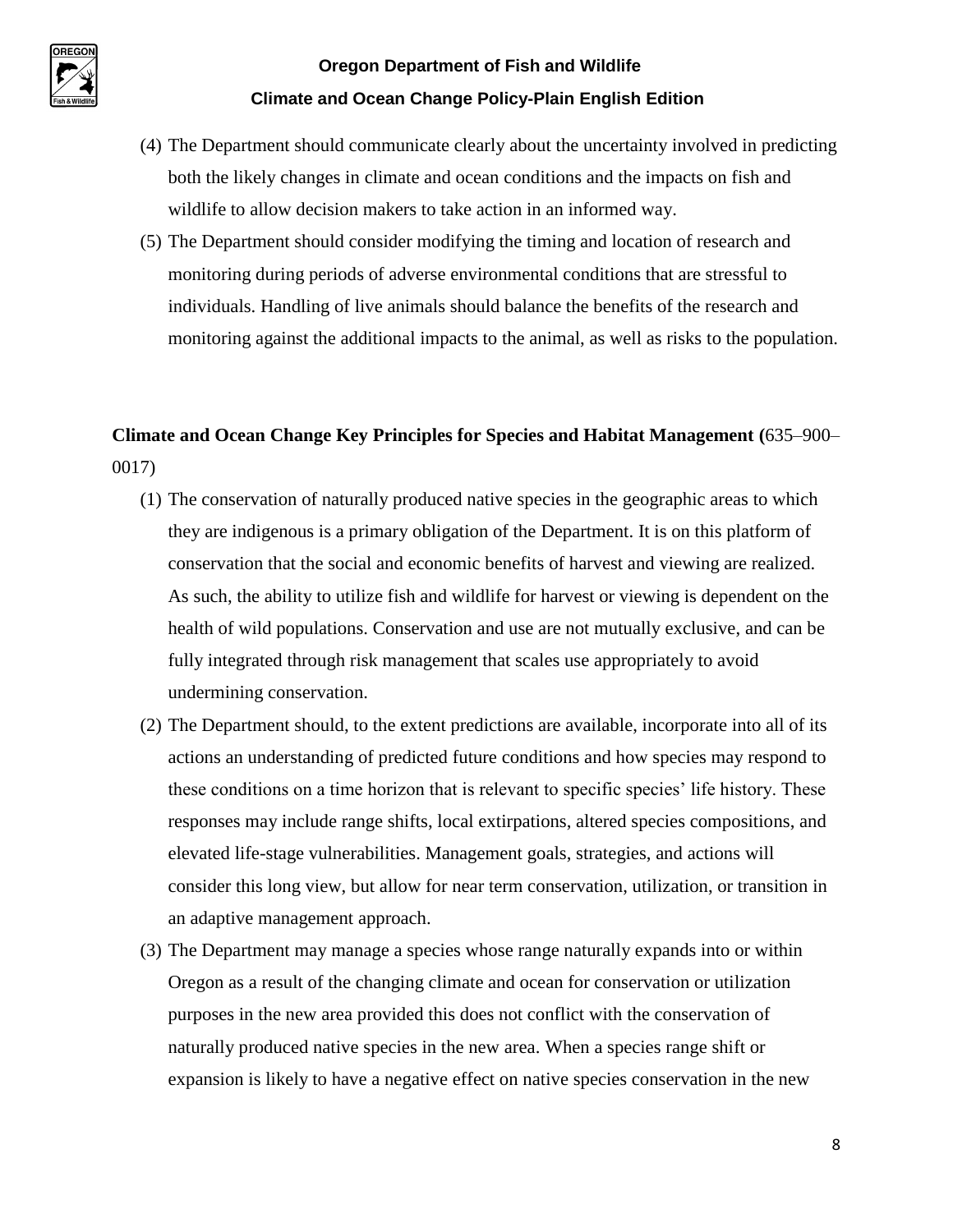(4) The Department should communicate clearly about the uncertainty involved in predicting both the likely changes in climate and ocean conditions and the impacts on fish and wildlife to allow decision makers to take action in an informed way.

(5) The Department should consider modifying the timing and location of research and monitoring during periods of adverse environmental conditions that are stressful to individuals. Handling of live animals should balance the benefits of the research and monitoring against the additional impacts to the animal, as well as risks to the population.

**Climate and Ocean Change Key Principles for Species and Habitat Management (**635–900–0017)

(1) The conservation of naturally produced native species in the geographic areas to which they are indigenous is a primary obligation of the Department. It is on this platform of conservation that the social and economic benefits of harvest and viewing are realized. As such, the ability to utilize fish and wildlife for harvest or viewing is dependent on the health of wild populations. Conservation and use are not mutually exclusive, and can be fully integrated through risk management that scales use appropriately to avoid undermining conservation.

(2) The Department should, to the extent predictions are available, incorporate into all of its actions an understanding of predicted future conditions and how species may respond to these conditions on a time horizon that is relevant to specific species' life history. These responses may include range shifts, local extirpations, altered species compositions, and elevated life-stage vulnerabilities. Management goals, strategies, and actions will consider this long view, but allow for near term conservation, utilization, or transition in an adaptive management approach.

(3) The Department may manage a species whose range naturally expands into or within Oregon as a result of the changing climate and ocean for conservation or utilization purposes in the new area provided this does not conflict with the conservation of naturally produced native species in the new area. When a species range shift or expansion is likely to have a negative effect on native species conservation in the new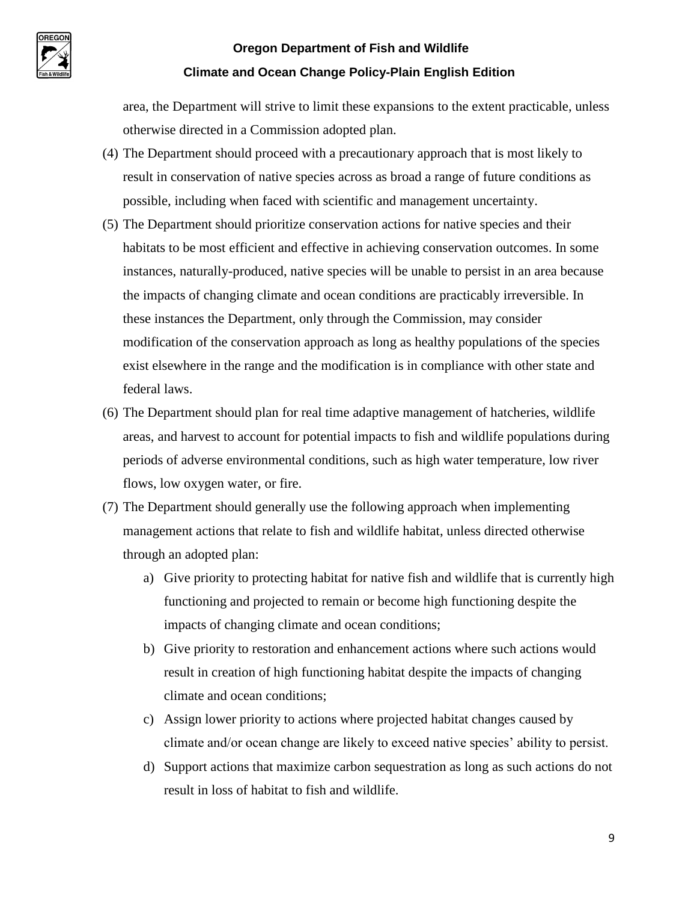area, the Department will strive to limit these expansions to the extent practicable, unless otherwise directed in a Commission adopted plan.

(4) The Department should proceed with a precautionary approach that is most likely to result in conservation of native species across as broad a range of future conditions as possible, including when faced with scientific and management uncertainty.

(5) The Department should prioritize conservation actions for native species and their habitats to be most efficient and effective in achieving conservation outcomes. In some instances, naturally-produced, native species will be unable to persist in an area because the impacts of changing climate and ocean conditions are practicably irreversible. In these instances the Department, only through the Commission, may consider modification of the conservation approach as long as healthy populations of the species exist elsewhere in the range and the modification is in compliance with other state and federal laws.

(6) The Department should plan for real time adaptive management of hatcheries, wildlife areas, and harvest to account for potential impacts to fish and wildlife populations during periods of adverse environmental conditions, such as high water temperature, low river flows, low oxygen water, or fire.

(7) The Department should generally use the following approach when implementing management actions that relate to fish and wildlife habitat, unless directed otherwise through an adopted plan:

   a) Give priority to protecting habitat for native fish and wildlife that is currently high functioning and projected to remain or become high functioning despite the impacts of changing climate and ocean conditions;

   b) Give priority to restoration and enhancement actions where such actions would result in creation of high functioning habitat despite the impacts of changing climate and ocean conditions;

   c) Assign lower priority to actions where projected habitat changes caused by climate and/or ocean change are likely to exceed native species' ability to persist.

   d) Support actions that maximize carbon sequestration as long as such actions do not result in loss of habitat to fish and wildlife.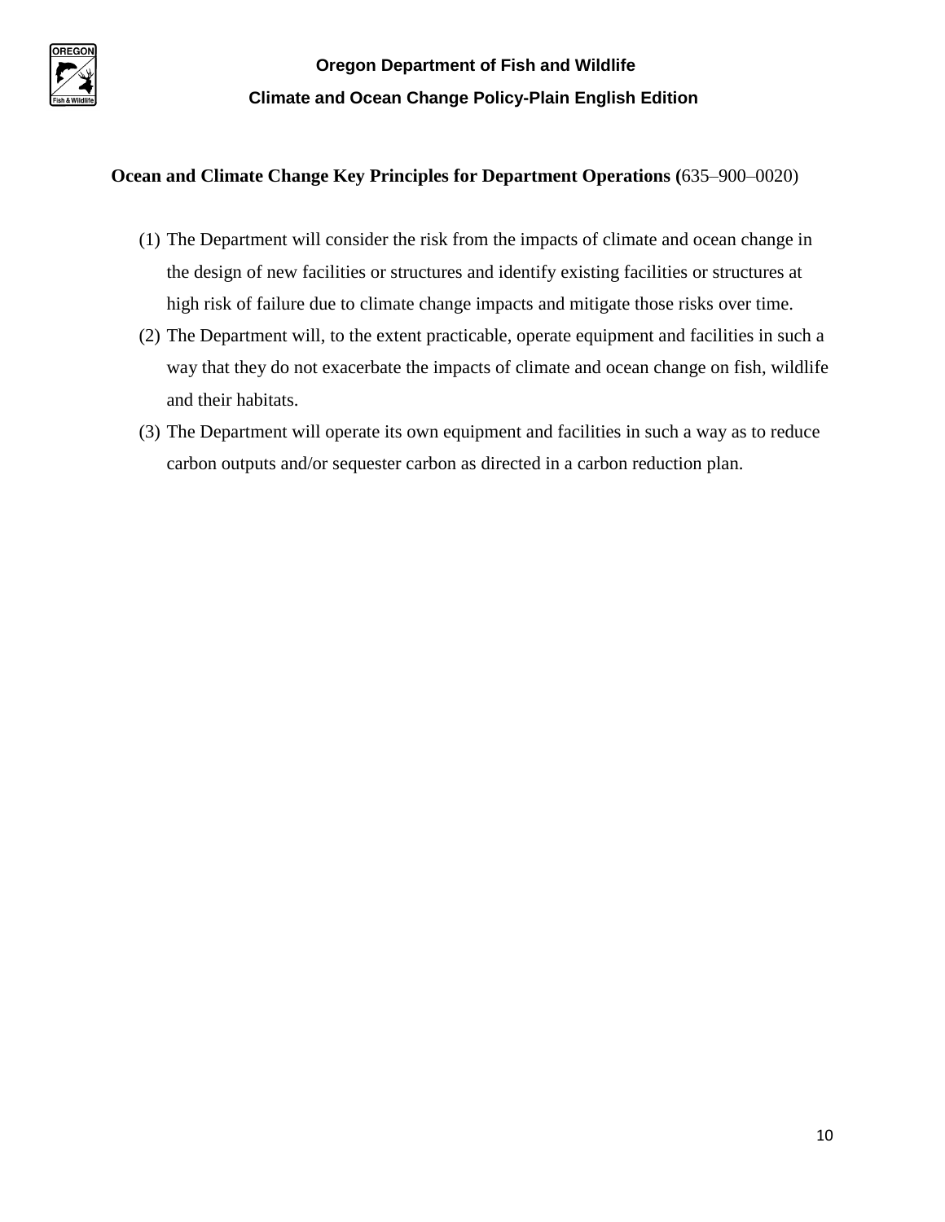**Ocean and Climate Change Key Principles for Department Operations (**635–900–0020)

(1) The Department will consider the risk from the impacts of climate and ocean change in the design of new facilities or structures and identify existing facilities or structures at high risk of failure due to climate change impacts and mitigate those risks over time.

(2) The Department will, to the extent practicable, operate equipment and facilities in such a way that they do not exacerbate the impacts of climate and ocean change on fish, wildlife and their habitats.

(3) The Department will operate its own equipment and facilities in such a way as to reduce carbon outputs and/or sequester carbon as directed in a carbon reduction plan.